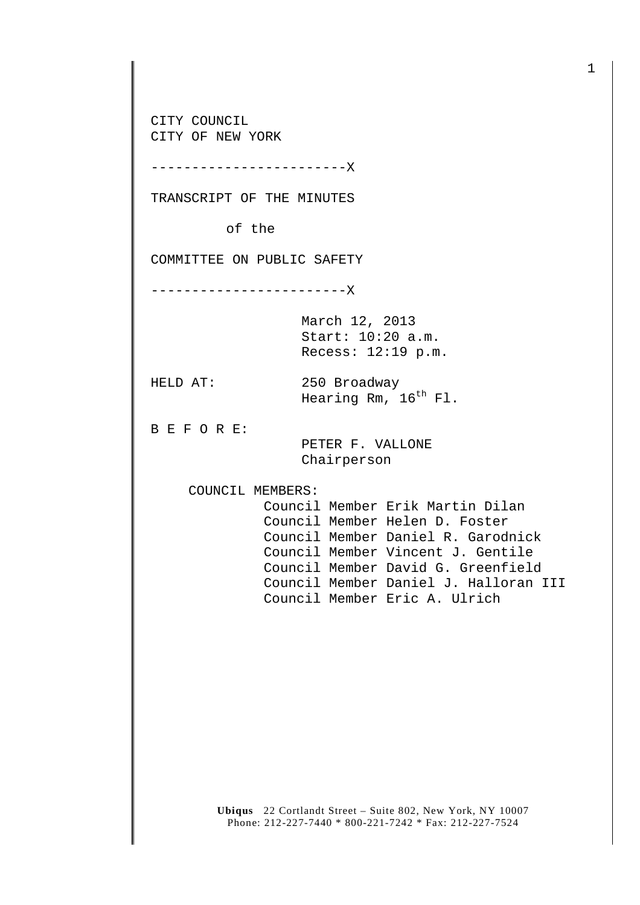CITY COUNCIL
CITY OF NEW YORK

------------------------X

TRANSCRIPT OF THE MINUTES

of the

COMMITTEE ON PUBLIC SAFETY

------------------------X

March 12, 2013
Start: 10:20 a.m.
Recess: 12:19 p.m.

HELD AT: 250 Broadway
Hearing Rm, 16th Fl.

B E F O R E:

PETER F. VALLONE
Chairperson

COUNCIL MEMBERS:

Council Member Erik Martin Dilan
Council Member Helen D. Foster
Council Member Daniel R. Garodnick
Council Member Vincent J. Gentile
Council Member David G. Greenfield
Council Member Daniel J. Halloran III
Council Member Eric A. Ulrich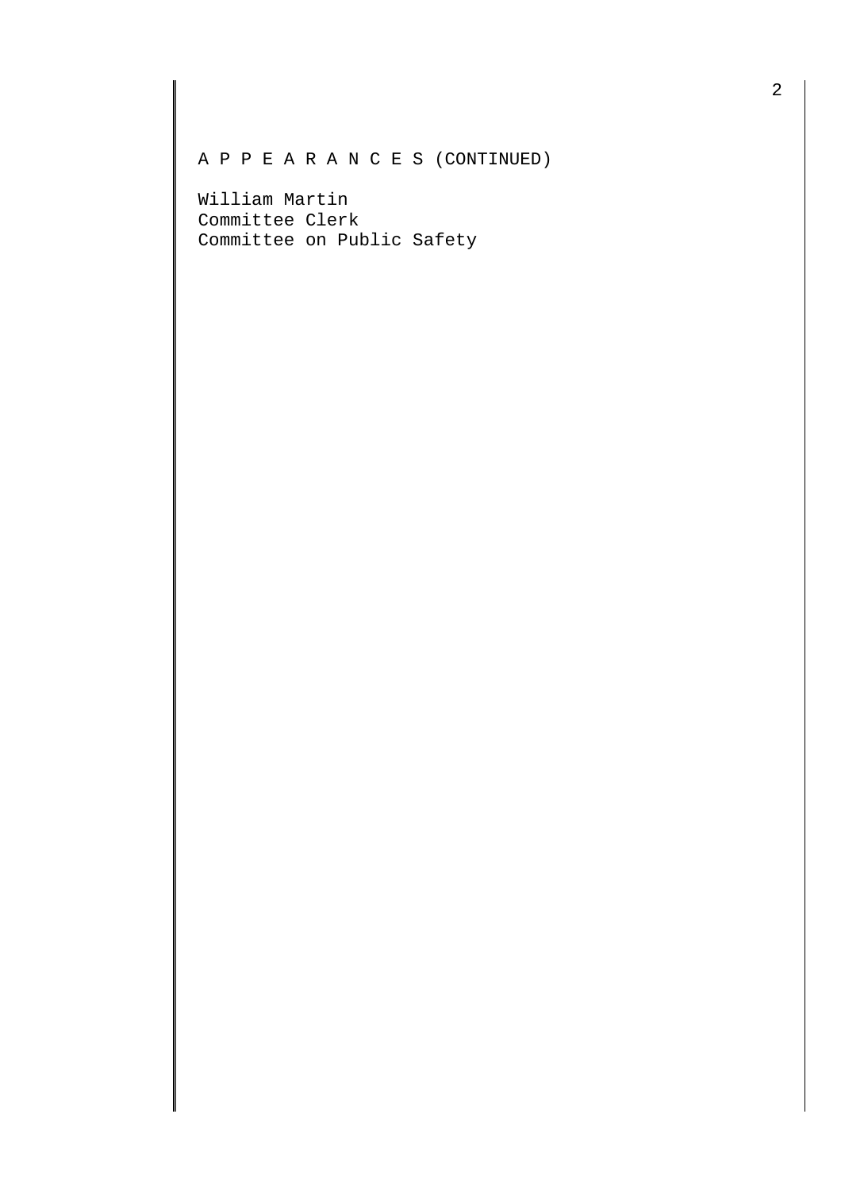A P P E A R A N C E S (CONTINUED)

William Martin
Committee Clerk
Committee on Public Safety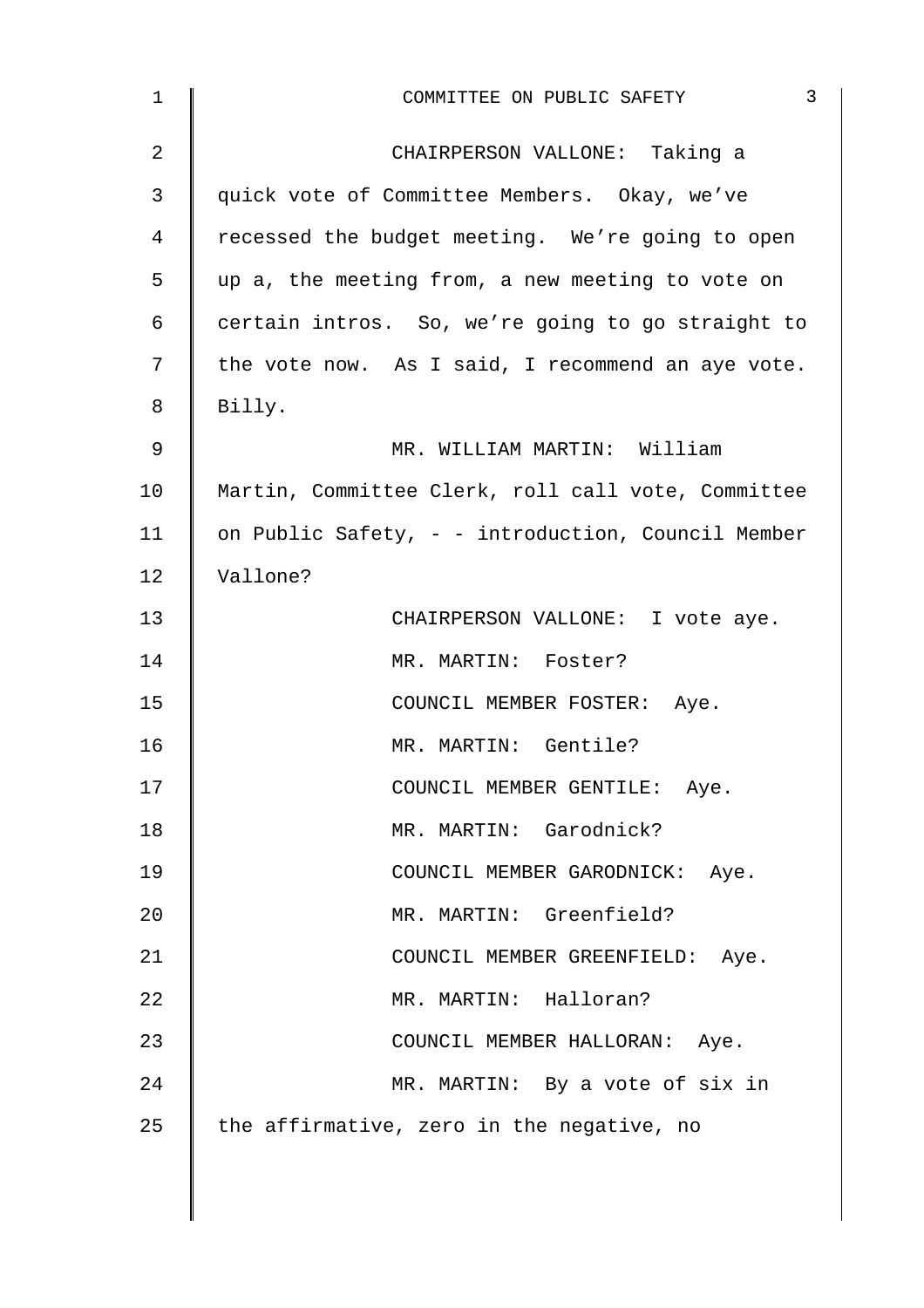CHAIRPERSON VALLONE: Taking a quick vote of Committee Members. Okay, we've recessed the budget meeting. We're going to open up a, the meeting from, a new meeting to vote on certain intros. So, we're going to go straight to the vote now. As I said, I recommend an aye vote. Billy.

MR. WILLIAM MARTIN: William Martin, Committee Clerk, roll call vote, Committee on Public Safety, - - introduction, Council Member Vallone?

CHAIRPERSON VALLONE: I vote aye.

MR. MARTIN: Foster?

COUNCIL MEMBER FOSTER: Aye.

MR. MARTIN: Gentile?

COUNCIL MEMBER GENTILE: Aye.

MR. MARTIN: Garodnick?

COUNCIL MEMBER GARODNICK: Aye.

MR. MARTIN: Greenfield?

COUNCIL MEMBER GREENFIELD: Aye.

MR. MARTIN: Halloran?

COUNCIL MEMBER HALLORAN: Aye.

MR. MARTIN: By a vote of six in the affirmative, zero in the negative, no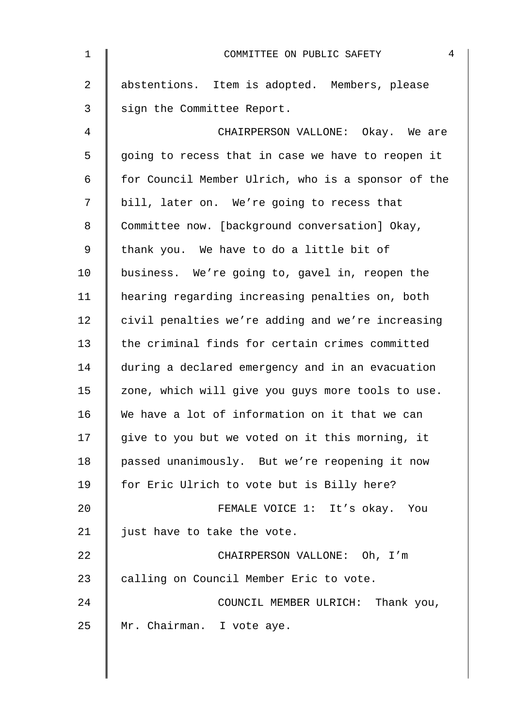abstentions. Item is adopted. Members, please sign the Committee Report.

CHAIRPERSON VALLONE: Okay. We are going to recess that in case we have to reopen it for Council Member Ulrich, who is a sponsor of the bill, later on. We're going to recess that Committee now. [background conversation] Okay, thank you. We have to do a little bit of business. We're going to, gavel in, reopen the hearing regarding increasing penalties on, both civil penalties we're adding and we're increasing the criminal finds for certain crimes committed during a declared emergency and in an evacuation zone, which will give you guys more tools to use. We have a lot of information on it that we can give to you but we voted on it this morning, it passed unanimously. But we're reopening it now for Eric Ulrich to vote but is Billy here?

FEMALE VOICE 1: It's okay. You just have to take the vote.

CHAIRPERSON VALLONE: Oh, I'm calling on Council Member Eric to vote.

COUNCIL MEMBER ULRICH: Thank you, Mr. Chairman. I vote aye.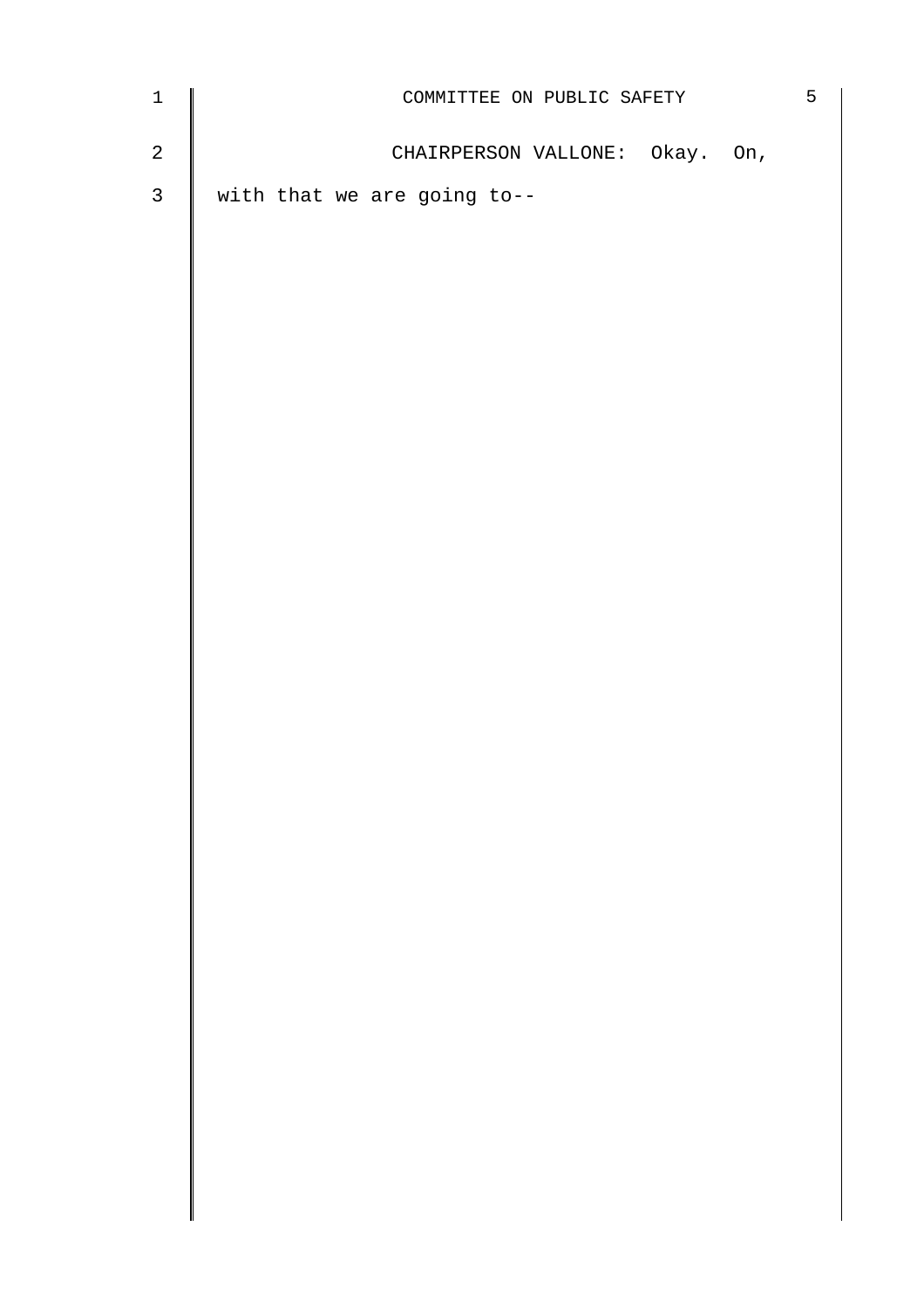CHAIRPERSON VALLONE: Okay. On, with that we are going to--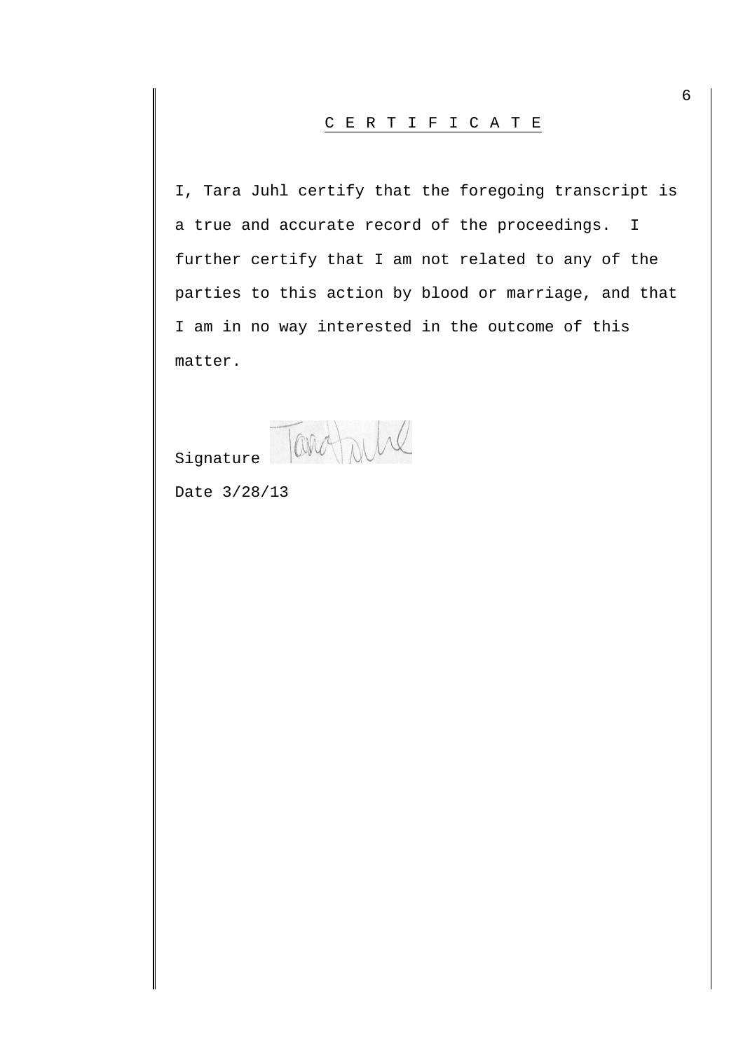# C E R T I F I C A T E

I, Tara Juhl certify that the foregoing transcript is a true and accurate record of the proceedings. I further certify that I am not related to any of the parties to this action by blood or marriage, and that I am in no way interested in the outcome of this matter.

Signature

Date 3/28/13